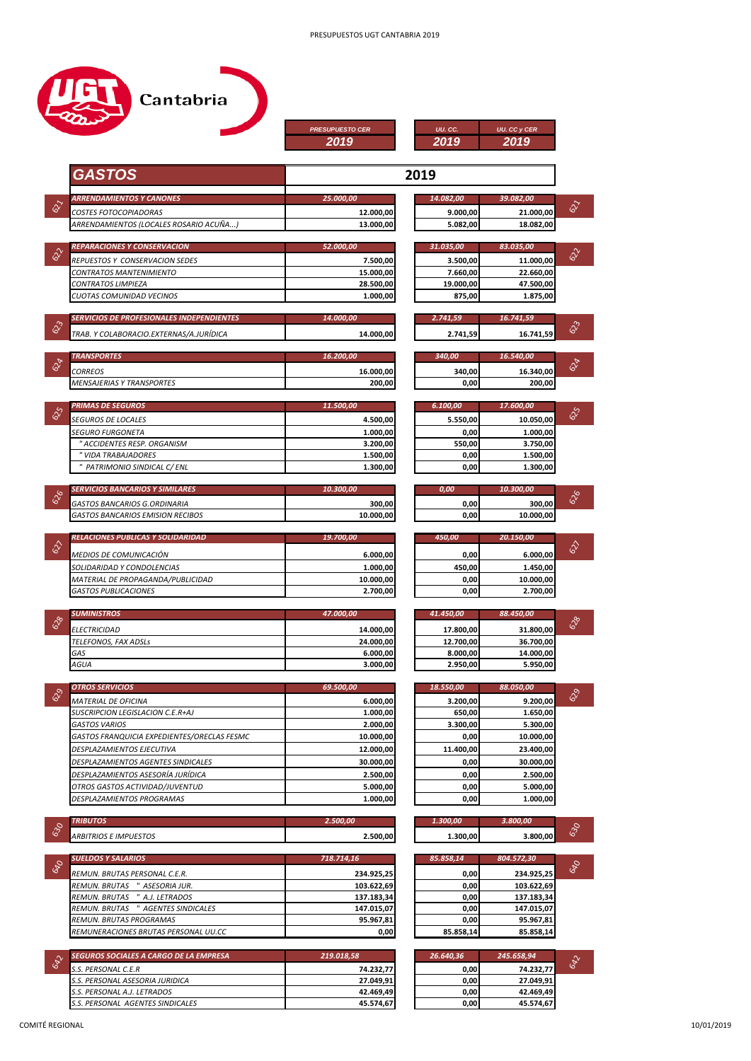UGT Cantabria

| GASTOS | | PRESUPUESTO CER 2019 | UU. CC. 2019 | UU. CC y CER 2019 | |
|---|---|---|---|---|---|
| 621 | ARRENDAMIENTOS Y CANONES | 25.000,00 | 14.082,00 | 39.082,00 | 621 |
| | COSTES FOTOCOPIADORAS | 12.000,00 | 9.000,00 | 21.000,00 | |
| | ARRENDAMIENTOS (LOCALES ROSARIO ACUÑA...) | 13.000,00 | 5.082,00 | 18.082,00 | |
| 622 | REPARACIONES Y CONSERVACION | 52.000,00 | 31.035,00 | 83.035,00 | 622 |
| | REPUESTOS Y CONSERVACION SEDES | 7.500,00 | 3.500,00 | 11.000,00 | |
| | CONTRATOS MANTENIMIENTO | 15.000,00 | 7.660,00 | 22.660,00 | |
| | CONTRATOS LIMPIEZA | 28.500,00 | 19.000,00 | 47.500,00 | |
| | CUOTAS COMUNIDAD VECINOS | 1.000,00 | 875,00 | 1.875,00 | |
| 623 | SERVICIOS DE PROFESIONALES INDEPENDIENTES | 14.000,00 | 2.741,59 | 16.741,59 | 623 |
| | TRAB. Y COLABORACIO.EXTERNAS/A.JURÍDICA | 14.000,00 | 2.741,59 | 16.741,59 | |
| 624 | TRANSPORTES | 16.200,00 | 340,00 | 16.540,00 | 624 |
| | CORREOS | 16.000,00 | 340,00 | 16.340,00 | |
| | MENSAJERIAS Y TRANSPORTES | 200,00 | 0,00 | 200,00 | |
| 625 | PRIMAS DE SEGUROS | 11.500,00 | 6.100,00 | 17.600,00 | 625 |
| | SEGUROS DE LOCALES | 4.500,00 | 5.550,00 | 10.050,00 | |
| | SEGURO FURGONETA | 1.000,00 | 0,00 | 1.000,00 | |
| | " ACCIDENTES RESP. ORGANISM | 3.200,00 | 550,00 | 3.750,00 | |
| | " VIDA TRABAJADORES | 1.500,00 | 0,00 | 1.500,00 | |
| | " PATRIMONIO SINDICAL C/ ENL | 1.300,00 | 0,00 | 1.300,00 | |
| 626 | SERVICIOS BANCARIOS Y SIMILARES | 10.300,00 | 0,00 | 10.300,00 | 626 |
| | GASTOS BANCARIOS G.ORDINARIA | 300,00 | 0,00 | 300,00 | |
| | GASTOS BANCARIOS EMISION RECIBOS | 10.000,00 | 0,00 | 10.000,00 | |
| 627 | RELACIONES PUBLICAS Y SOLIDARIDAD | 19.700,00 | 450,00 | 20.150,00 | 627 |
| | MEDIOS DE COMUNICACIÓN | 6.000,00 | 0,00 | 6.000,00 | |
| | SOLIDARIDAD Y CONDOLENCIAS | 1.000,00 | 450,00 | 1.450,00 | |
| | MATERIAL DE PROPAGANDA/PUBLICIDAD | 10.000,00 | 0,00 | 10.000,00 | |
| | GASTOS PUBLICACIONES | 2.700,00 | 0,00 | 2.700,00 | |
| 628 | SUMINISTROS | 47.000,00 | 41.450,00 | 88.450,00 | 628 |
| | ELECTRICIDAD | 14.000,00 | 17.800,00 | 31.800,00 | |
| | TELEFONOS, FAX ADSLs | 24.000,00 | 12.700,00 | 36.700,00 | |
| | GAS | 6.000,00 | 8.000,00 | 14.000,00 | |
| | AGUA | 3.000,00 | 2.950,00 | 5.950,00 | |
| 629 | OTROS SERVICIOS | 69.500,00 | 18.550,00 | 88.050,00 | 629 |
| | MATERIAL DE OFICINA | 6.000,00 | 3.200,00 | 9.200,00 | |
| | SUSCRIPCION LEGISLACION C.E.R+AJ | 1.000,00 | 650,00 | 1.650,00 | |
| | GASTOS VARIOS | 2.000,00 | 3.300,00 | 5.300,00 | |
| | GASTOS FRANQUICIA EXPEDIENTES/ORECLAS FESMC | 10.000,00 | 0,00 | 10.000,00 | |
| | DESPLAZAMIENTOS EJECUTIVA | 12.000,00 | 11.400,00 | 23.400,00 | |
| | DESPLAZAMIENTOS AGENTES SINDICALES | 30.000,00 | 0,00 | 30.000,00 | |
| | DESPLAZAMIENTOS ASESORÍA JURÍDICA | 2.500,00 | 0,00 | 2.500,00 | |
| | OTROS GASTOS ACTIVIDAD/JUVENTUD | 5.000,00 | 0,00 | 5.000,00 | |
| | DESPLAZAMIENTOS PROGRAMAS | 1.000,00 | 0,00 | 1.000,00 | |
| 630 | TRIBUTOS | 2.500,00 | 1.300,00 | 3.800,00 | 630 |
| | ARBITRIOS E IMPUESTOS | 2.500,00 | 1.300,00 | 3.800,00 | |
| 640 | SUELDOS Y SALARIOS | 718.714,16 | 85.858,14 | 804.572,30 | 640 |
| | REMUN. BRUTAS PERSONAL C.E.R. | 234.925,25 | 0,00 | 234.925,25 | |
| | REMUN. BRUTAS " ASESORIA JUR. | 103.622,69 | 0,00 | 103.622,69 | |
| | REMUN. BRUTAS " A.J. LETRADOS | 137.183,34 | 0,00 | 137.183,34 | |
| | REMUN. BRUTAS " AGENTES SINDICALES | 147.015,07 | 0,00 | 147.015,07 | |
| | REMUN. BRUTAS PROGRAMAS | 95.967,81 | 0,00 | 95.967,81 | |
| | REMUNERACIONES BRUTAS PERSONAL UU.CC | 0,00 | 85.858,14 | 85.858,14 | |
| 642 | SEGUROS SOCIALES A CARGO DE LA EMPRESA | 219.018,58 | 26.640,36 | 245.658,94 | 642 |
| | S.S. PERSONAL C.E.R | 74.232,77 | 0,00 | 74.232,77 | |
| | S.S. PERSONAL ASESORIA JURIDICA | 27.049,91 | 0,00 | 27.049,91 | |
| | S.S. PERSONAL A.J. LETRADOS | 42.469,49 | 0,00 | 42.469,49 | |
| | S.S. PERSONAL AGENTES SINDICALES | 45.574,67 | 0,00 | 45.574,67 | |

COMITÉ REGIONAL — 10/01/2019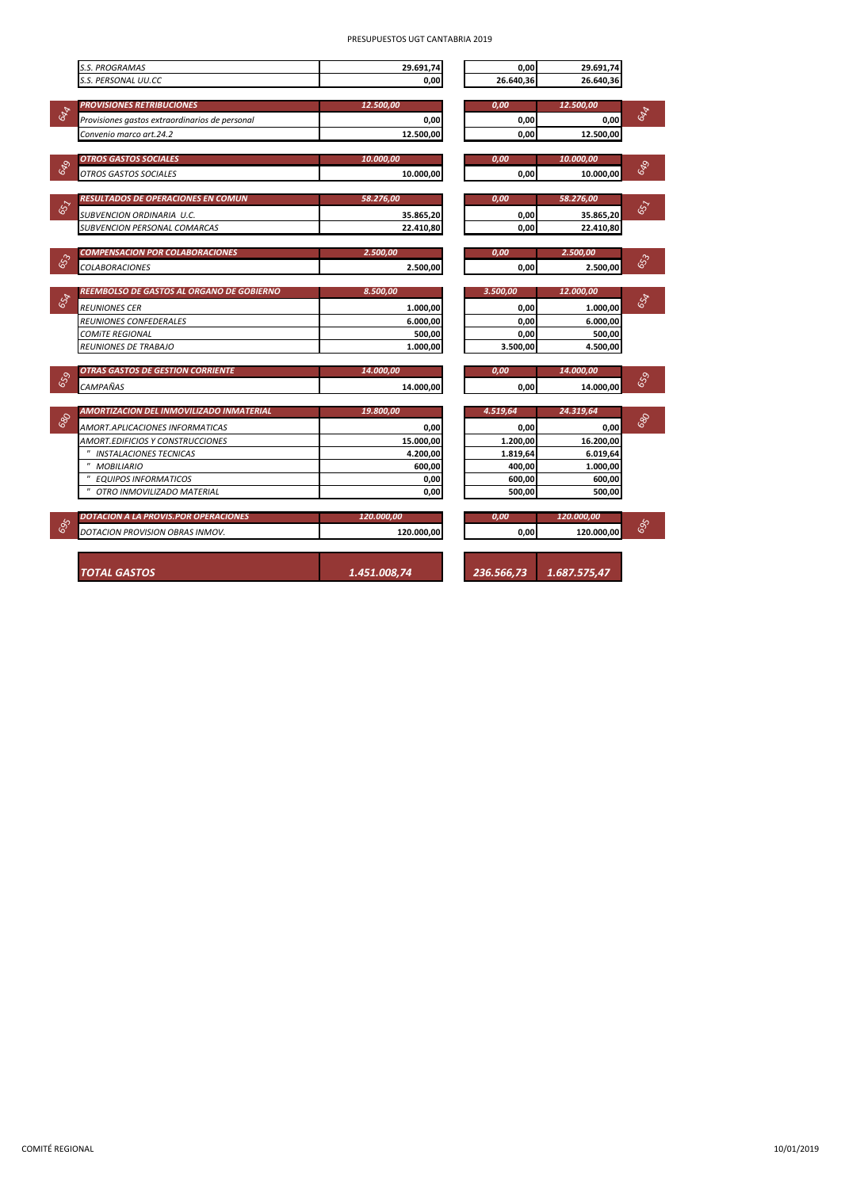PRESUPUESTOS UGT CANTABRIA 2019

| Cuenta | Concepto | Importe | | | |
|---|---|---|---|---|---|
| | *S.S. PROGRAMAS* | **29.691,74** | **0,00** | **29.691,74** | |
| | *S.S. PERSONAL UU.CC* | **0,00** | **26.640,36** | **26.640,36** | |
| 644 | ***PROVISIONES RETRIBUCIONES*** | ***12.500,00*** | ***0,00*** | ***12.500,00*** | 644 |
| | *Provisiones gastos extraordinarios de personal* | **0,00** | **0,00** | **0,00** | |
| | *Convenio marco art.24.2* | **12.500,00** | **0,00** | **12.500,00** | |
| 649 | ***OTROS GASTOS SOCIALES*** | ***10.000,00*** | ***0,00*** | ***10.000,00*** | 649 |
| | *OTROS GASTOS SOCIALES* | **10.000,00** | **0,00** | **10.000,00** | |
| 651 | ***RESULTADOS DE OPERACIONES EN COMUN*** | ***58.276,00*** | ***0,00*** | ***58.276,00*** | 651 |
| | *SUBVENCION ORDINARIA U.C.* | **35.865,20** | **0,00** | **35.865,20** | |
| | *SUBVENCION PERSONAL COMARCAS* | **22.410,80** | **0,00** | **22.410,80** | |
| 653 | ***COMPENSACION POR COLABORACIONES*** | ***2.500,00*** | ***0,00*** | ***2.500,00*** | 653 |
| | *COLABORACIONES* | **2.500,00** | **0,00** | **2.500,00** | |
| 654 | ***REEMBOLSO DE GASTOS AL ORGANO DE GOBIERNO*** | ***8.500,00*** | ***3.500,00*** | ***12.000,00*** | 654 |
| | *REUNIONES CER* | **1.000,00** | **0,00** | **1.000,00** | |
| | *REUNIONES CONFEDERALES* | **6.000,00** | **0,00** | **6.000,00** | |
| | *COMITE REGIONAL* | **500,00** | **0,00** | **500,00** | |
| | *REUNIONES DE TRABAJO* | **1.000,00** | **3.500,00** | **4.500,00** | |
| 659 | ***OTRAS GASTOS DE GESTION CORRIENTE*** | ***14.000,00*** | ***0,00*** | ***14.000,00*** | 659 |
| | *CAMPAÑAS* | **14.000,00** | **0,00** | **14.000,00** | |
| 680 | ***AMORTIZACION DEL INMOVILIZADO INMATERIAL*** | ***19.800,00*** | ***4.519,64*** | ***24.319,64*** | 680 |
| | *AMORT.APLICACIONES INFORMATICAS* | **0,00** | **0,00** | **0,00** | |
| | *AMORT.EDIFICIOS Y CONSTRUCCIONES* | **15.000,00** | **1.200,00** | **16.200,00** | |
| | *" INSTALACIONES TECNICAS* | **4.200,00** | **1.819,64** | **6.019,64** | |
| | *" MOBILIARIO* | **600,00** | **400,00** | **1.000,00** | |
| | *" EQUIPOS INFORMATICOS* | **0,00** | **600,00** | **600,00** | |
| | *" OTRO INMOVILIZADO MATERIAL* | **0,00** | **500,00** | **500,00** | |
| 695 | ***DOTACION A LA PROVIS.POR OPERACIONES*** | ***120.000,00*** | ***0,00*** | ***120.000,00*** | 695 |
| | *DOTACION PROVISION OBRAS INMOV.* | **120.000,00** | **0,00** | **120.000,00** | |
| | ***TOTAL GASTOS*** | ***1.451.008,74*** | ***236.566,73*** | ***1.687.575,47*** | |

COMITÉ REGIONAL

10/01/2019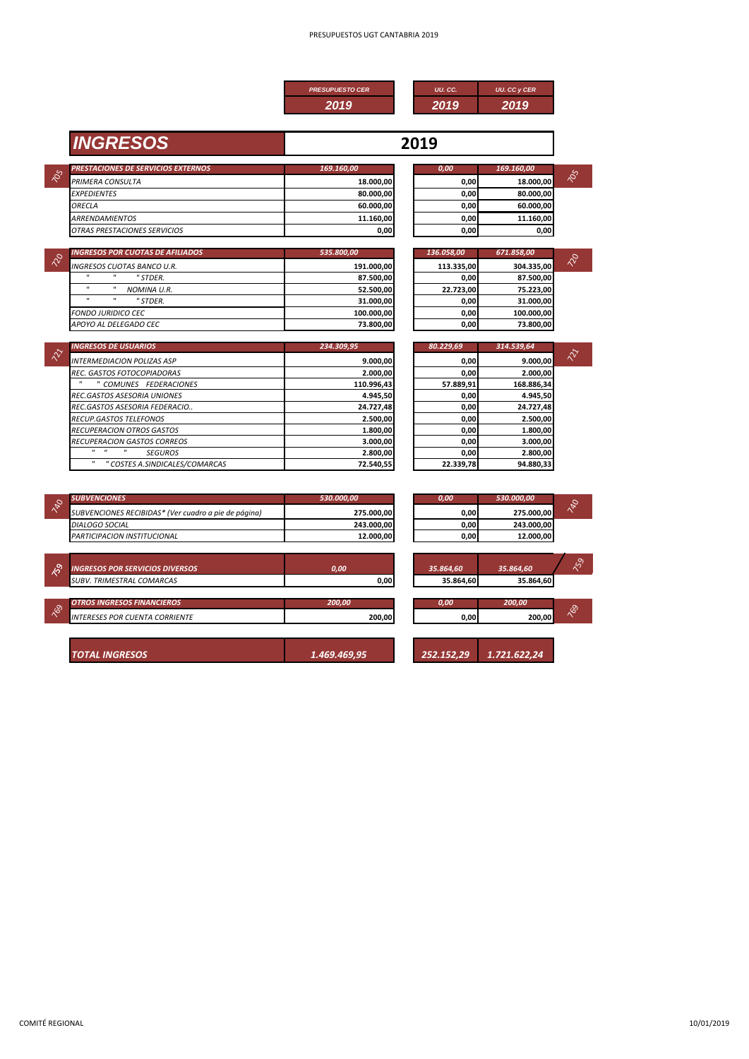# INGRESOS

| Código | Concepto | PRESUPUESTO CER 2019 | UU. CC. 2019 | UU. CC y CER 2019 |
|---|---|---|---|---|
| 705 | **PRESTACIONES DE SERVICIOS EXTERNOS** | **169.160,00** | **0,00** | **169.160,00** |
| | PRIMERA CONSULTA | 18.000,00 | 0,00 | 18.000,00 |
| | EXPEDIENTES | 80.000,00 | 0,00 | 80.000,00 |
| | ORECLA | 60.000,00 | 0,00 | 60.000,00 |
| | ARRENDAMIENTOS | 11.160,00 | 0,00 | 11.160,00 |
| | OTRAS PRESTACIONES SERVICIOS | 0,00 | 0,00 | 0,00 |
| 720 | **INGRESOS POR CUOTAS DE AFILIADOS** | **535.800,00** | **136.058,00** | **671.858,00** |
| | INGRESOS CUOTAS BANCO U.R. | 191.000,00 | 113.335,00 | 304.335,00 |
| | " " " STDER. | 87.500,00 | 0,00 | 87.500,00 |
| | " " NOMINA U.R. | 52.500,00 | 22.723,00 | 75.223,00 |
| | " " " STDER. | 31.000,00 | 0,00 | 31.000,00 |
| | FONDO JURIDICO CEC | 100.000,00 | 0,00 | 100.000,00 |
| | APOYO AL DELEGADO CEC | 73.800,00 | 0,00 | 73.800,00 |
| 721 | **INGRESOS DE USUARIOS** | **234.309,95** | **80.229,69** | **314.539,64** |
| | INTERMEDIACION POLIZAS ASP | 9.000,00 | 0,00 | 9.000,00 |
| | REC. GASTOS FOTOCOPIADORAS | 2.000,00 | 0,00 | 2.000,00 |
| | " " COMUNES FEDERACIONES | 110.996,43 | 57.889,91 | 168.886,34 |
| | REC.GASTOS ASESORIA UNIONES | 4.945,50 | 0,00 | 4.945,50 |
| | REC.GASTOS ASESORIA FEDERACIO.. | 24.727,48 | 0,00 | 24.727,48 |
| | RECUP.GASTOS TELEFONOS | 2.500,00 | 0,00 | 2.500,00 |
| | RECUPERACION OTROS GASTOS | 1.800,00 | 0,00 | 1.800,00 |
| | RECUPERACION GASTOS CORREOS | 3.000,00 | 0,00 | 3.000,00 |
| | " " " SEGUROS | 2.800,00 | 0,00 | 2.800,00 |
| | " " COSTES A.SINDICALES/COMARCAS | 72.540,55 | 22.339,78 | 94.880,33 |
| 740 | **SUBVENCIONES** | **530.000,00** | **0,00** | **530.000,00** |
| | SUBVENCIONES RECIBIDAS* (Ver cuadro a pie de página) | 275.000,00 | 0,00 | 275.000,00 |
| | DIALOGO SOCIAL | 243.000,00 | 0,00 | 243.000,00 |
| | PARTICIPACION INSTITUCIONAL | 12.000,00 | 0,00 | 12.000,00 |
| 759 | **INGRESOS POR SERVICIOS DIVERSOS** | **0,00** | **35.864,60** | **35.864,60** |
| | SUBV. TRIMESTRAL COMARCAS | 0,00 | 35.864,60 | 35.864,60 |
| 769 | **OTROS INGRESOS FINANCIEROS** | **200,00** | **0,00** | **200,00** |
| | INTERESES POR CUENTA CORRIENTE | 200,00 | 0,00 | 200,00 |
| | **TOTAL INGRESOS** | **1.469.469,95** | **252.152,29** | **1.721.622,24** |

COMITÉ REGIONAL

10/01/2019